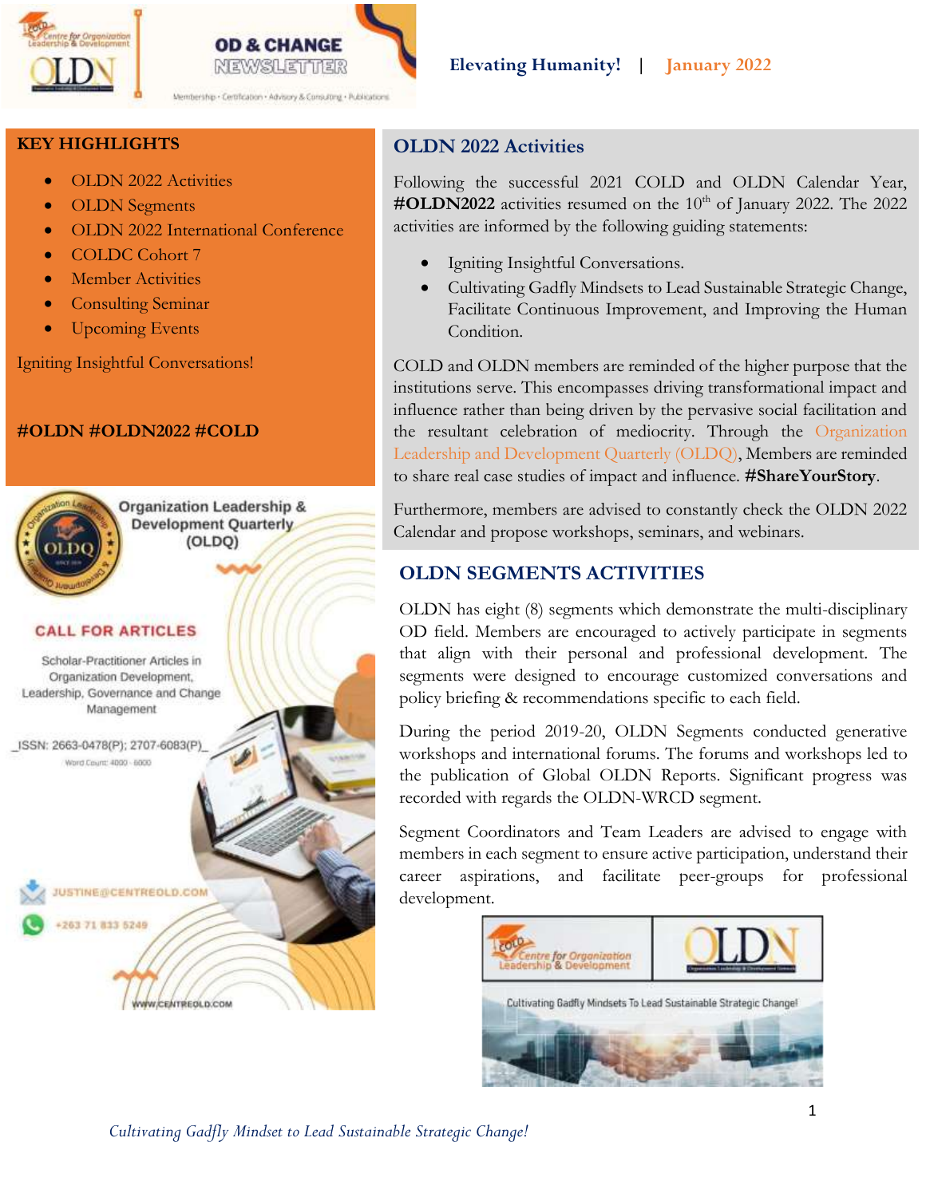OD & CHANGE NEWSLETTER

Membership • Certification • Advisory & Consulting • Publications

**Elevating Humanity!** | **January 2022**

## KEY HIGHLIGHTS

- OLDN 2022 Activities
- OLDN Segments
- OLDN 2022 International Conference
- COLDC Cohort 7
- Member Activities
- Consulting Seminar
- Upcoming Events

Igniting Insightful Conversations!

**#OLDN #OLDN2022 #COLD**

Organization Leadership & Development Quarterly (OLDQ)

CALL FOR ARTICLES

Scholar-Practitioner Articles in Organization Development, Leadership, Governance and Change Management

ISSN: 2663-0478(P); 2707-6083(P)

Word Count: 4000 - 6000

JUSTINE@CENTREOLD.COM

+263 71 833 5249

WWW.CENTREOLD.COM

## OLDN 2022 Activities

Following the successful 2021 COLD and OLDN Calendar Year, **#OLDN2022** activities resumed on the 10th of January 2022. The 2022 activities are informed by the following guiding statements:

- Igniting Insightful Conversations.
- Cultivating Gadfly Mindsets to Lead Sustainable Strategic Change, Facilitate Continuous Improvement, and Improving the Human Condition.

COLD and OLDN members are reminded of the higher purpose that the institutions serve. This encompasses driving transformational impact and influence rather than being driven by the pervasive social facilitation and the resultant celebration of mediocrity. Through the Organization Leadership and Development Quarterly (OLDQ), Members are reminded to share real case studies of impact and influence. **#ShareYourStory**.

Furthermore, members are advised to constantly check the OLDN 2022 Calendar and propose workshops, seminars, and webinars.

## OLDN SEGMENTS ACTIVITIES

OLDN has eight (8) segments which demonstrate the multi-disciplinary OD field. Members are encouraged to actively participate in segments that align with their personal and professional development. The segments were designed to encourage customized conversations and policy briefing & recommendations specific to each field.

During the period 2019-20, OLDN Segments conducted generative workshops and international forums. The forums and workshops led to the publication of Global OLDN Reports. Significant progress was recorded with regards the OLDN-WRCD segment.

Segment Coordinators and Team Leaders are advised to engage with members in each segment to ensure active participation, understand their career aspirations, and facilitate peer-groups for professional development.

Centre for Organization Leadership & Development | OLDN

Cultivating Gadfly Mindsets To Lead Sustainable Strategic Change!

*Cultivating Gadfly Mindset to Lead Sustainable Strategic Change!*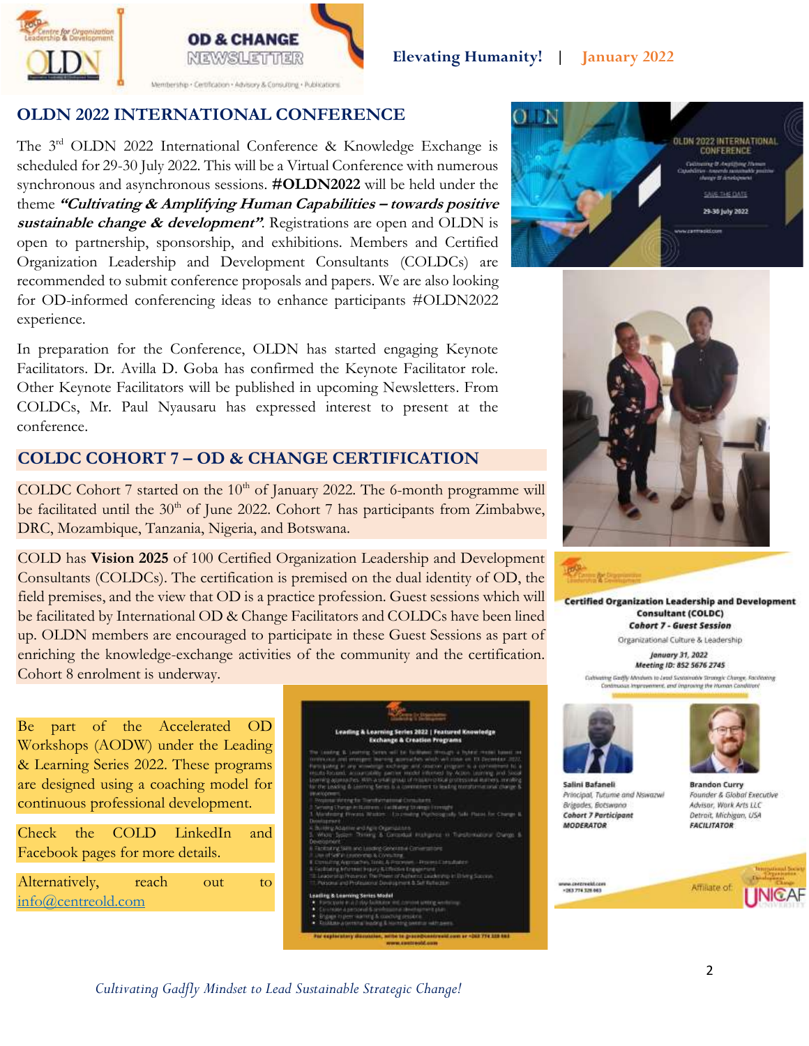## OLDN 2022 INTERNATIONAL CONFERENCE

The 3rd OLDN 2022 International Conference & Knowledge Exchange is scheduled for 29-30 July 2022. This will be a Virtual Conference with numerous synchronous and asynchronous sessions. **#OLDN2022** will be held under the theme ***"Cultivating & Amplifying Human Capabilities – towards positive sustainable change & development"***. Registrations are open and OLDN is open to partnership, sponsorship, and exhibitions. Members and Certified Organization Leadership and Development Consultants (COLDCs) are recommended to submit conference proposals and papers. We are also looking for OD-informed conferencing ideas to enhance participants #OLDN2022 experience.

In preparation for the Conference, OLDN has started engaging Keynote Facilitators. Dr. Avilla D. Goba has confirmed the Keynote Facilitator role. Other Keynote Facilitators will be published in upcoming Newsletters. From COLDCs, Mr. Paul Nyausaru has expressed interest to present at the conference.

## COLDC COHORT 7 – OD & CHANGE CERTIFICATION

COLDC Cohort 7 started on the 10th of January 2022. The 6-month programme will be facilitated until the 30th of June 2022. Cohort 7 has participants from Zimbabwe, DRC, Mozambique, Tanzania, Nigeria, and Botswana.

COLD has **Vision 2025** of 100 Certified Organization Leadership and Development Consultants (COLDCs). The certification is premised on the dual identity of OD, the field premises, and the view that OD is a practice profession. Guest sessions which will be facilitated by International OD & Change Facilitators and COLDCs have been lined up. OLDN members are encouraged to participate in these Guest Sessions as part of enriching the knowledge-exchange activities of the community and the certification. Cohort 8 enrolment is underway.

Be part of the Accelerated OD Workshops (AODW) under the Leading & Learning Series 2022. These programs are designed using a coaching model for continuous professional development.

Check the COLD LinkedIn and Facebook pages for more details.

Alternatively, reach out to info@centreold.com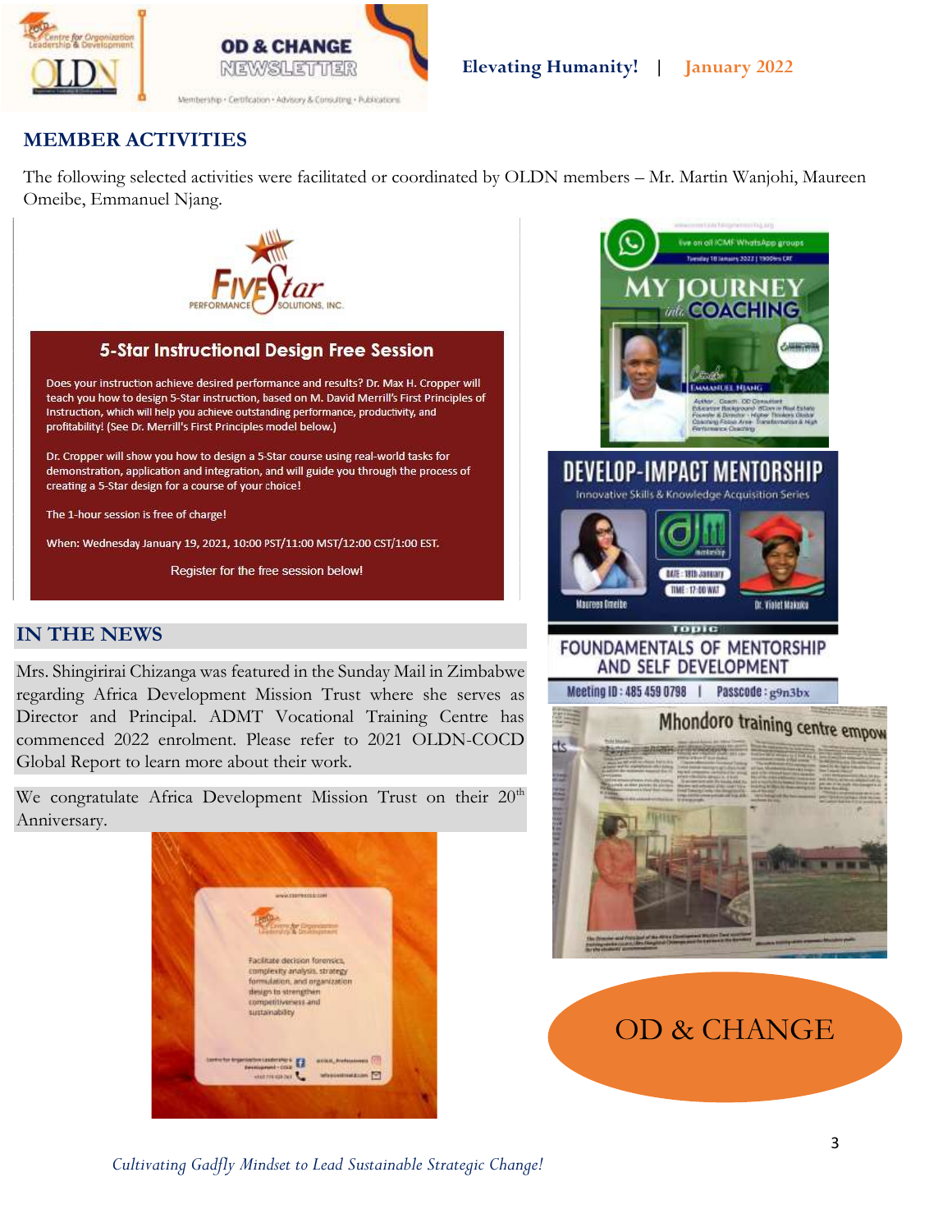## MEMBER ACTIVITIES

The following selected activities were facilitated or coordinated by OLDN members – Mr. Martin Wanjohi, Maureen Omeibe, Emmanuel Njang.

**5-Star Instructional Design Free Session**

Does your instruction achieve desired performance and results? Dr. Max H. Cropper will teach you how to design 5-Star instruction, based on M. David Merrill's First Principles of Instruction, which will help you achieve outstanding performance, productivity, and profitability! (See Dr. Merrill's First Principles model below.)

Dr. Cropper will show you how to design a 5-Star course using real-world tasks for demonstration, application and integration, and will guide you through the process of creating a 5-Star design for a course of your choice!

The 1-hour session is free of charge!

When: Wednesday January 19, 2021, 10:00 PST/11:00 MST/12:00 CST/1:00 EST.

Register for the free session below!

## IN THE NEWS

Mrs. Shingirirai Chizanga was featured in the Sunday Mail in Zimbabwe regarding Africa Development Mission Trust where she serves as Director and Principal. ADMT Vocational Training Centre has commenced 2022 enrolment. Please refer to 2021 OLDN-COCD Global Report to learn more about their work.

We congratulate Africa Development Mission Trust on their 20th Anniversary.

**MY JOURNEY into COACHING**

**DEVELOP-IMPACT MENTORSHIP**

Innovative Skills & Knowledge Acquisition Series

Topic: FOUNDAMENTALS OF MENTORSHIP AND SELF DEVELOPMENT

Meeting ID : 485 459 0798 | Passcode : g9n3bx

OD & CHANGE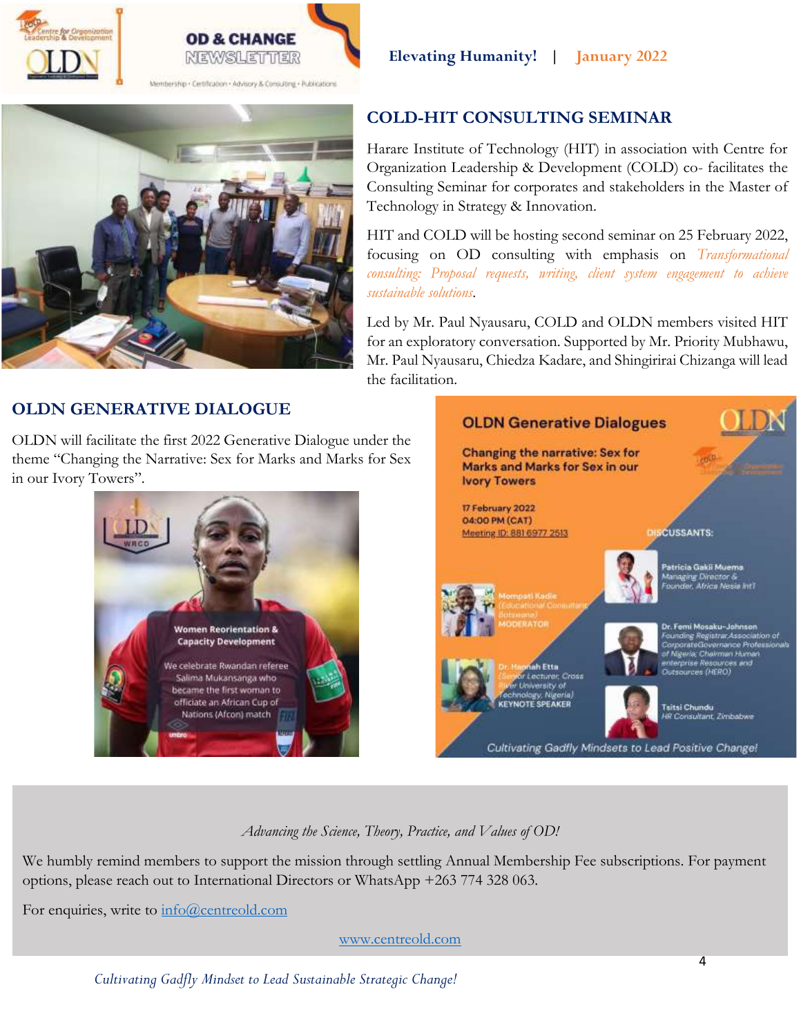Elevating Humanity! | January 2022

## COLD-HIT CONSULTING SEMINAR

Harare Institute of Technology (HIT) in association with Centre for Organization Leadership & Development (COLD) co- facilitates the Consulting Seminar for corporates and stakeholders in the Master of Technology in Strategy & Innovation.

HIT and COLD will be hosting second seminar on 25 February 2022, focusing on OD consulting with emphasis on *Transformational consulting: Proposal requests, writing, client system engagement to achieve sustainable solutions*.

Led by Mr. Paul Nyausaru, COLD and OLDN members visited HIT for an exploratory conversation. Supported by Mr. Priority Mubhawu, Mr. Paul Nyausaru, Chiedza Kadare, and Shingirirai Chizanga will lead the facilitation.

## OLDN GENERATIVE DIALOGUE

OLDN will facilitate the first 2022 Generative Dialogue under the theme "Changing the Narrative: Sex for Marks and Marks for Sex in our Ivory Towers".

---

*Advancing the Science, Theory, Practice, and Values of OD!*

We humbly remind members to support the mission through settling Annual Membership Fee subscriptions. For payment options, please reach out to International Directors or WhatsApp +263 774 328 063.

For enquiries, write to info@centreold.com

www.centreold.com

*Cultivating Gadfly Mindset to Lead Sustainable Strategic Change!*